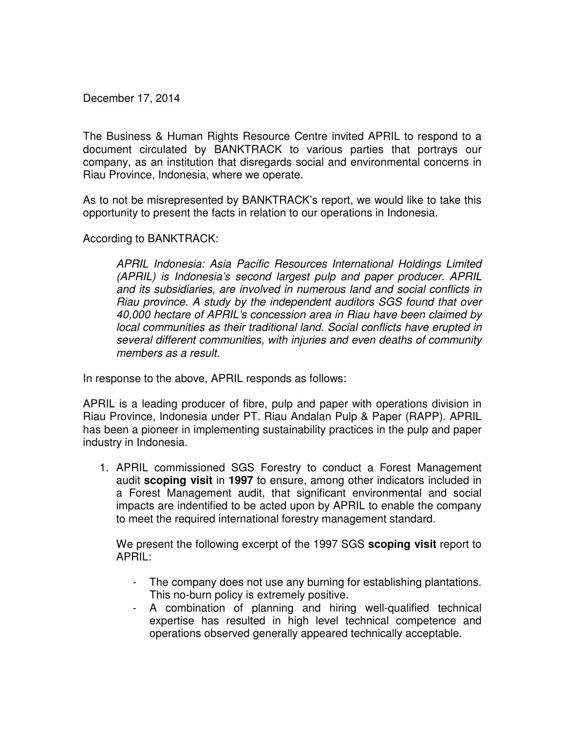December 17, 2014

The Business & Human Rights Resource Centre invited APRIL to respond to a document circulated by BANKTRACK to various parties that portrays our company, as an institution that disregards social and environmental concerns in Riau Province, Indonesia, where we operate.

As to not be misrepresented by BANKTRACK's report, we would like to take this opportunity to present the facts in relation to our operations in Indonesia.

According to BANKTRACK:

> *APRIL Indonesia: Asia Pacific Resources International Holdings Limited (APRIL) is Indonesia's second largest pulp and paper producer. APRIL and its subsidiaries, are involved in numerous land and social conflicts in Riau province. A study by the independent auditors SGS found that over 40,000 hectare of APRIL's concession area in Riau have been claimed by local communities as their traditional land. Social conflicts have erupted in several different communities, with injuries and even deaths of community members as a result.*

In response to the above, APRIL responds as follows:

APRIL is a leading producer of fibre, pulp and paper with operations division in Riau Province, Indonesia under PT. Riau Andalan Pulp & Paper (RAPP). APRIL has been a pioneer in implementing sustainability practices in the pulp and paper industry in Indonesia.

1. APRIL commissioned SGS Forestry to conduct a Forest Management audit **scoping visit** in **1997** to ensure, among other indicators included in a Forest Management audit, that significant environmental and social impacts are indentified to be acted upon by APRIL to enable the company to meet the required international forestry management standard.

   We present the following excerpt of the 1997 SGS **scoping visit** report to APRIL:

   - The company does not use any burning for establishing plantations. This no-burn policy is extremely positive.
   - A combination of planning and hiring well-qualified technical expertise has resulted in high level technical competence and operations observed generally appeared technically acceptable.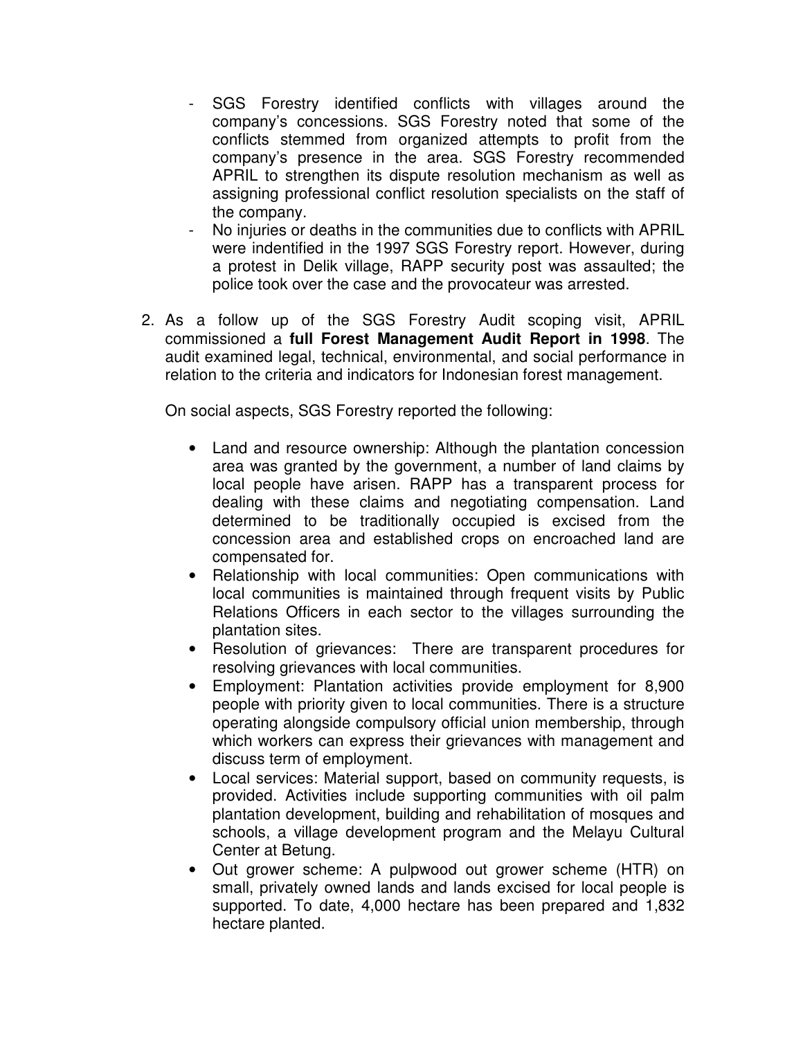- SGS Forestry identified conflicts with villages around the company's concessions. SGS Forestry noted that some of the conflicts stemmed from organized attempts to profit from the company's presence in the area. SGS Forestry recommended APRIL to strengthen its dispute resolution mechanism as well as assigning professional conflict resolution specialists on the staff of the company.
- No injuries or deaths in the communities due to conflicts with APRIL were indentified in the 1997 SGS Forestry report. However, during a protest in Delik village, RAPP security post was assaulted; the police took over the case and the provocateur was arrested.

2. As a follow up of the SGS Forestry Audit scoping visit, APRIL commissioned a **full Forest Management Audit Report in 1998**. The audit examined legal, technical, environmental, and social performance in relation to the criteria and indicators for Indonesian forest management.

   On social aspects, SGS Forestry reported the following:

   - Land and resource ownership: Although the plantation concession area was granted by the government, a number of land claims by local people have arisen. RAPP has a transparent process for dealing with these claims and negotiating compensation. Land determined to be traditionally occupied is excised from the concession area and established crops on encroached land are compensated for.
   - Relationship with local communities: Open communications with local communities is maintained through frequent visits by Public Relations Officers in each sector to the villages surrounding the plantation sites.
   - Resolution of grievances: There are transparent procedures for resolving grievances with local communities.
   - Employment: Plantation activities provide employment for 8,900 people with priority given to local communities. There is a structure operating alongside compulsory official union membership, through which workers can express their grievances with management and discuss term of employment.
   - Local services: Material support, based on community requests, is provided. Activities include supporting communities with oil palm plantation development, building and rehabilitation of mosques and schools, a village development program and the Melayu Cultural Center at Betung.
   - Out grower scheme: A pulpwood out grower scheme (HTR) on small, privately owned lands and lands excised for local people is supported. To date, 4,000 hectare has been prepared and 1,832 hectare planted.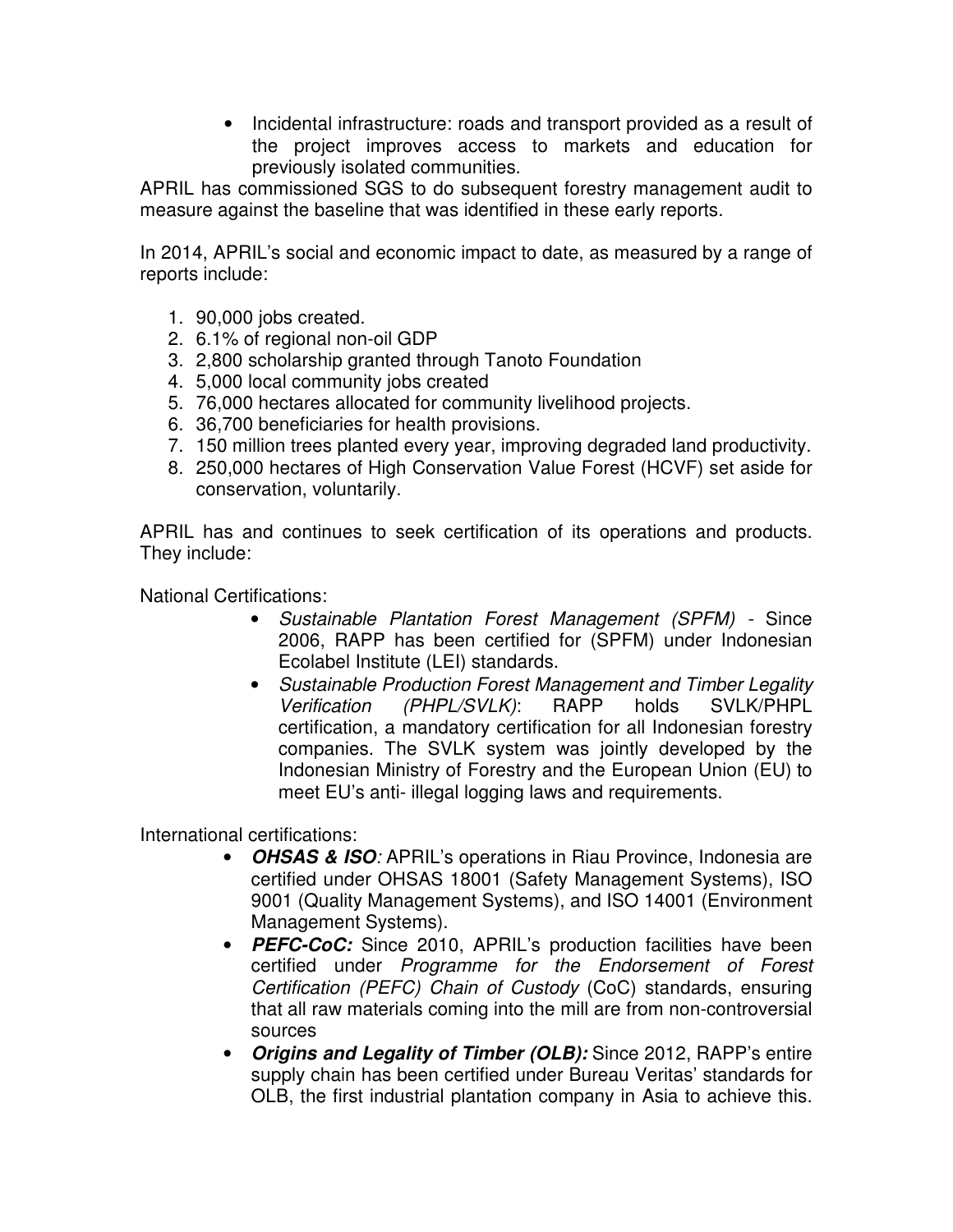- Incidental infrastructure: roads and transport provided as a result of the project improves access to markets and education for previously isolated communities.

APRIL has commissioned SGS to do subsequent forestry management audit to measure against the baseline that was identified in these early reports.

In 2014, APRIL's social and economic impact to date, as measured by a range of reports include:

1. 90,000 jobs created.
2. 6.1% of regional non-oil GDP
3. 2,800 scholarship granted through Tanoto Foundation
4. 5,000 local community jobs created
5. 76,000 hectares allocated for community livelihood projects.
6. 36,700 beneficiaries for health provisions.
7. 150 million trees planted every year, improving degraded land productivity.
8. 250,000 hectares of High Conservation Value Forest (HCVF) set aside for conservation, voluntarily.

APRIL has and continues to seek certification of its operations and products. They include:

National Certifications:

- *Sustainable Plantation Forest Management (SPFM)* - Since 2006, RAPP has been certified for (SPFM) under Indonesian Ecolabel Institute (LEI) standards.
- *Sustainable Production Forest Management and Timber Legality Verification (PHPL/SVLK)*: RAPP holds SVLK/PHPL certification, a mandatory certification for all Indonesian forestry companies. The SVLK system was jointly developed by the Indonesian Ministry of Forestry and the European Union (EU) to meet EU's anti- illegal logging laws and requirements.

International certifications:

- ***OHSAS & ISO***: APRIL's operations in Riau Province, Indonesia are certified under OHSAS 18001 (Safety Management Systems), ISO 9001 (Quality Management Systems), and ISO 14001 (Environment Management Systems).
- ***PEFC-CoC:*** Since 2010, APRIL's production facilities have been certified under *Programme for the Endorsement of Forest Certification (PEFC) Chain of Custody* (CoC) standards, ensuring that all raw materials coming into the mill are from non-controversial sources
- ***Origins and Legality of Timber (OLB):*** Since 2012, RAPP's entire supply chain has been certified under Bureau Veritas' standards for OLB, the first industrial plantation company in Asia to achieve this.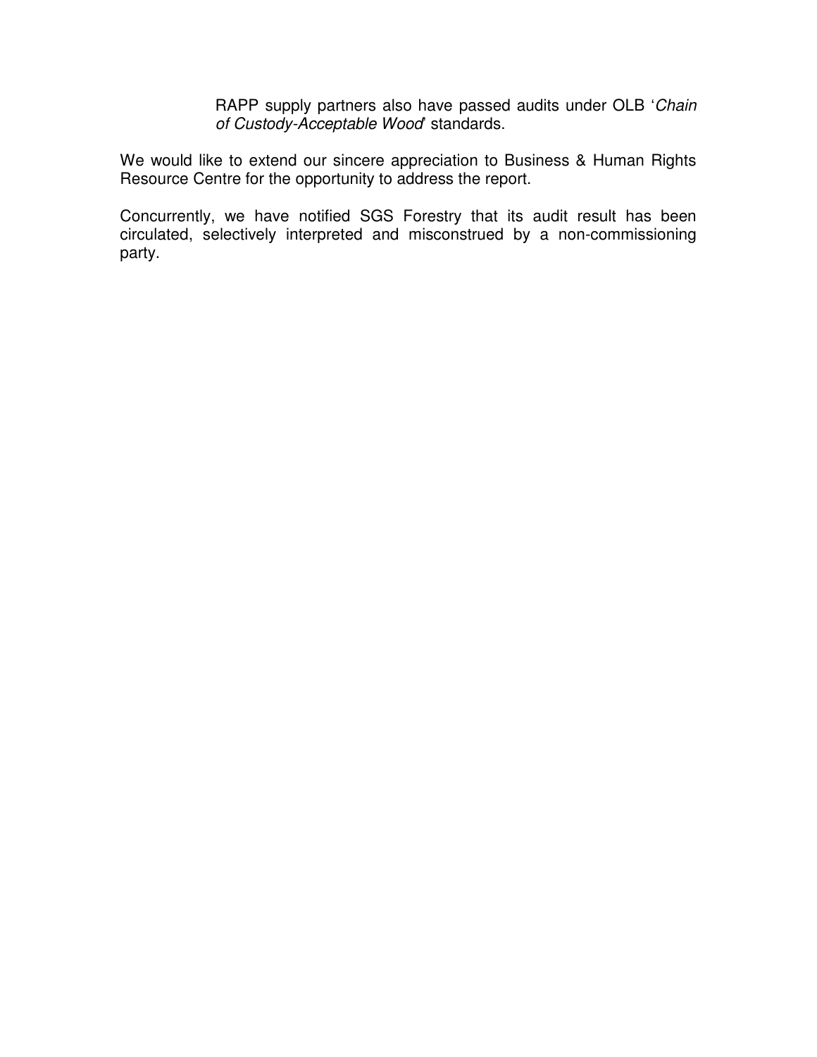RAPP supply partners also have passed audits under OLB '*Chain of Custody-Acceptable Wood*' standards.

We would like to extend our sincere appreciation to Business & Human Rights Resource Centre for the opportunity to address the report.

Concurrently, we have notified SGS Forestry that its audit result has been circulated, selectively interpreted and misconstrued by a non-commissioning party.